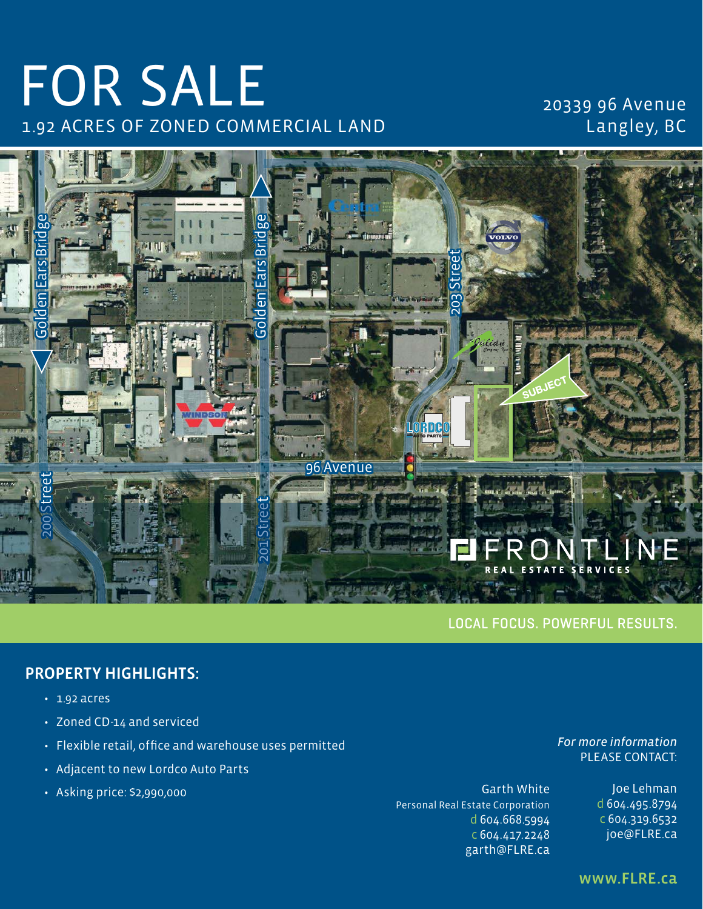# FOR SALE

1.92 ACRES OF ZONED COMMERCIAL LAND

20339 96 Avenue
Langley, BC

Golden Ears Bridge
Golden Ears Bridge
203 Street
SUBJECT
96 Avenue
200 Street
201 Street

FRONTLINE
REAL ESTATE SERVICES

LOCAL FOCUS. POWERFUL RESULTS.

## PROPERTY HIGHLIGHTS:

- 1.92 acres
- Zoned CD-14 and serviced
- Flexible retail, office and warehouse uses permitted
- Adjacent to new Lordco Auto Parts
- Asking price: $2,990,000

*For more information*
PLEASE CONTACT:

Garth White
Personal Real Estate Corporation
d 604.668.5994
c 604.417.2248
garth@FLRE.ca

Joe Lehman
d 604.495.8794
c 604.319.6532
joe@FLRE.ca

www.FLRE.ca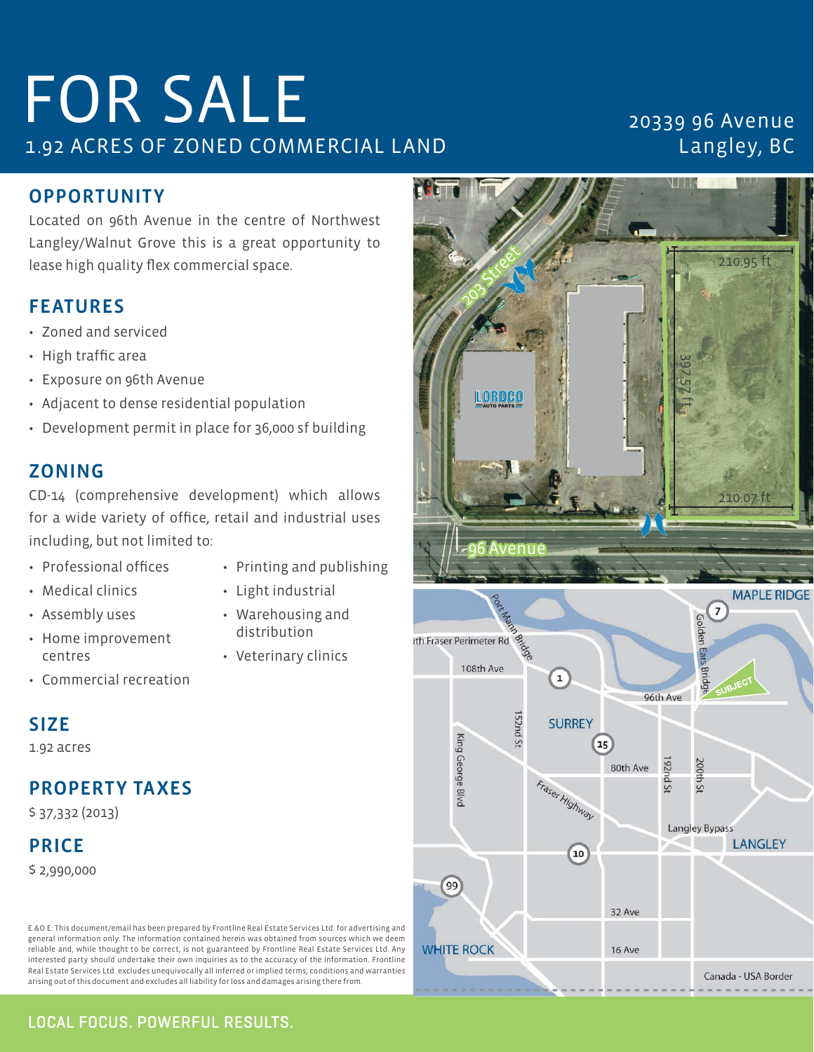# FOR SALE

1.92 ACRES OF ZONED COMMERCIAL LAND

20339 96 Avenue
Langley, BC

## OPPORTUNITY

Located on 96th Avenue in the centre of Northwest Langley/Walnut Grove this is a great opportunity to lease high quality flex commercial space.

## FEATURES

- Zoned and serviced
- High traffic area
- Exposure on 96th Avenue
- Adjacent to dense residential population
- Development permit in place for 36,000 sf building

## ZONING

CD-14 (comprehensive development) which allows for a wide variety of office, retail and industrial uses including, but not limited to:

- Professional offices
- Medical clinics
- Assembly uses
- Home improvement centres
- Commercial recreation
- Printing and publishing
- Light industrial
- Warehousing and distribution
- Veterinary clinics

## SIZE

1.92 acres

## PROPERTY TAXES

$ 37,332 (2013)

## PRICE

$ 2,990,000

203 Street
210.95 ft
397.57 ft
210.07 ft
96 Avenue
LORDCO AUTO PARTS

MAPLE RIDGE
Port Mann Bridge
Golden Ears Bridge
th Fraser Perimeter Rd
108th Ave
96th Ave
SUBJECT
152nd St
SURREY
King George Blvd
80th Ave
192nd St
200th St
Fraser Highway
Langley Bypass
LANGLEY
32 Ave
16 Ave
WHITE ROCK
Canada - USA Border
1
7
15
10
99

E.&O.E: This document/email has been prepared by Frontline Real Estate Services Ltd. for advertising and general information only. The information contained herein was obtained from sources which we deem reliable and, while thought to be correct, is not guaranteed by Frontline Real Estate Services Ltd. Any interested party should undertake their own inquiries as to the accuracy of the information. Frontline Real Estate Services Ltd. excludes unequivocally all inferred or implied terms, conditions and warranties arising out of this document and excludes all liability for loss and damages arising there from.

LOCAL FOCUS. POWERFUL RESULTS.